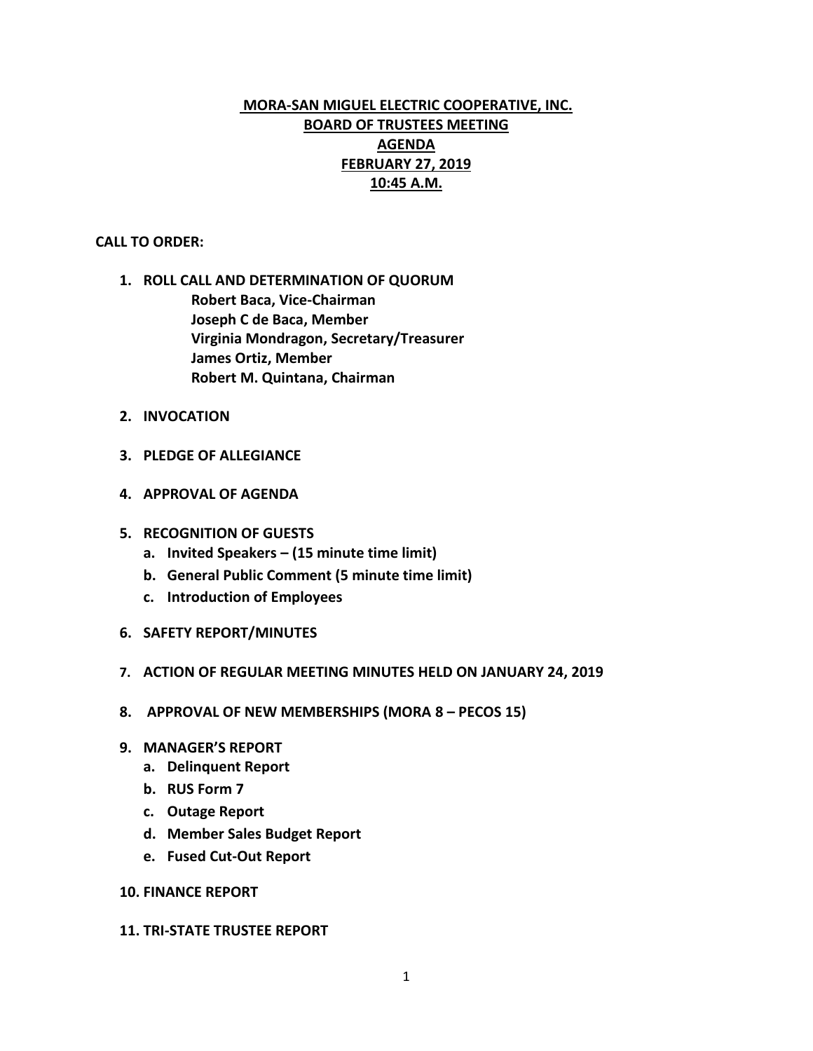# MORA-SAN MIGUEL ELECTRIC COOPERATIVE, INC.
## BOARD OF TRUSTEES MEETING
## AGENDA
## FEBRUARY 27, 2019
## 10:45 A.M.

**CALL TO ORDER:**

1. **ROLL CALL AND DETERMINATION OF QUORUM**
   - **Robert Baca, Vice-Chairman**
   - **Joseph C de Baca, Member**
   - **Virginia Mondragon, Secretary/Treasurer**
   - **James Ortiz, Member**
   - **Robert M. Quintana, Chairman**

2. **INVOCATION**

3. **PLEDGE OF ALLEGIANCE**

4. **APPROVAL OF AGENDA**

5. **RECOGNITION OF GUESTS**
   a. **Invited Speakers – (15 minute time limit)**
   b. **General Public Comment (5 minute time limit)**
   c. **Introduction of Employees**

6. **SAFETY REPORT/MINUTES**

7. **ACTION OF REGULAR MEETING MINUTES HELD ON JANUARY 24, 2019**

8. **APPROVAL OF NEW MEMBERSHIPS (MORA 8 – PECOS 15)**

9. **MANAGER'S REPORT**
   a. **Delinquent Report**
   b. **RUS Form 7**
   c. **Outage Report**
   d. **Member Sales Budget Report**
   e. **Fused Cut-Out Report**

10. **FINANCE REPORT**

11. **TRI-STATE TRUSTEE REPORT**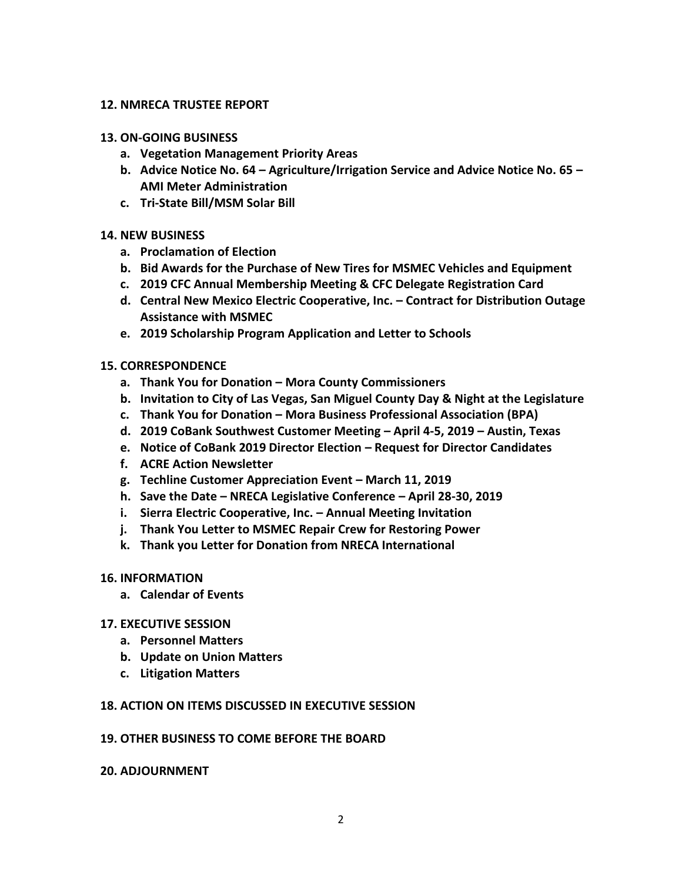**12. NMRECA TRUSTEE REPORT**

**13. ON-GOING BUSINESS**

- **a. Vegetation Management Priority Areas**
- **b. Advice Notice No. 64 – Agriculture/Irrigation Service and Advice Notice No. 65 – AMI Meter Administration**
- **c. Tri-State Bill/MSM Solar Bill**

**14. NEW BUSINESS**

- **a. Proclamation of Election**
- **b. Bid Awards for the Purchase of New Tires for MSMEC Vehicles and Equipment**
- **c. 2019 CFC Annual Membership Meeting & CFC Delegate Registration Card**
- **d. Central New Mexico Electric Cooperative, Inc. – Contract for Distribution Outage Assistance with MSMEC**
- **e. 2019 Scholarship Program Application and Letter to Schools**

**15. CORRESPONDENCE**

- **a. Thank You for Donation – Mora County Commissioners**
- **b. Invitation to City of Las Vegas, San Miguel County Day & Night at the Legislature**
- **c. Thank You for Donation – Mora Business Professional Association (BPA)**
- **d. 2019 CoBank Southwest Customer Meeting – April 4-5, 2019 – Austin, Texas**
- **e. Notice of CoBank 2019 Director Election – Request for Director Candidates**
- **f. ACRE Action Newsletter**
- **g. Techline Customer Appreciation Event – March 11, 2019**
- **h. Save the Date – NRECA Legislative Conference – April 28-30, 2019**
- **i. Sierra Electric Cooperative, Inc. – Annual Meeting Invitation**
- **j. Thank You Letter to MSMEC Repair Crew for Restoring Power**
- **k. Thank you Letter for Donation from NRECA International**

**16. INFORMATION**

- **a. Calendar of Events**

**17. EXECUTIVE SESSION**

- **a. Personnel Matters**
- **b. Update on Union Matters**
- **c. Litigation Matters**

**18. ACTION ON ITEMS DISCUSSED IN EXECUTIVE SESSION**

**19. OTHER BUSINESS TO COME BEFORE THE BOARD**

**20. ADJOURNMENT**